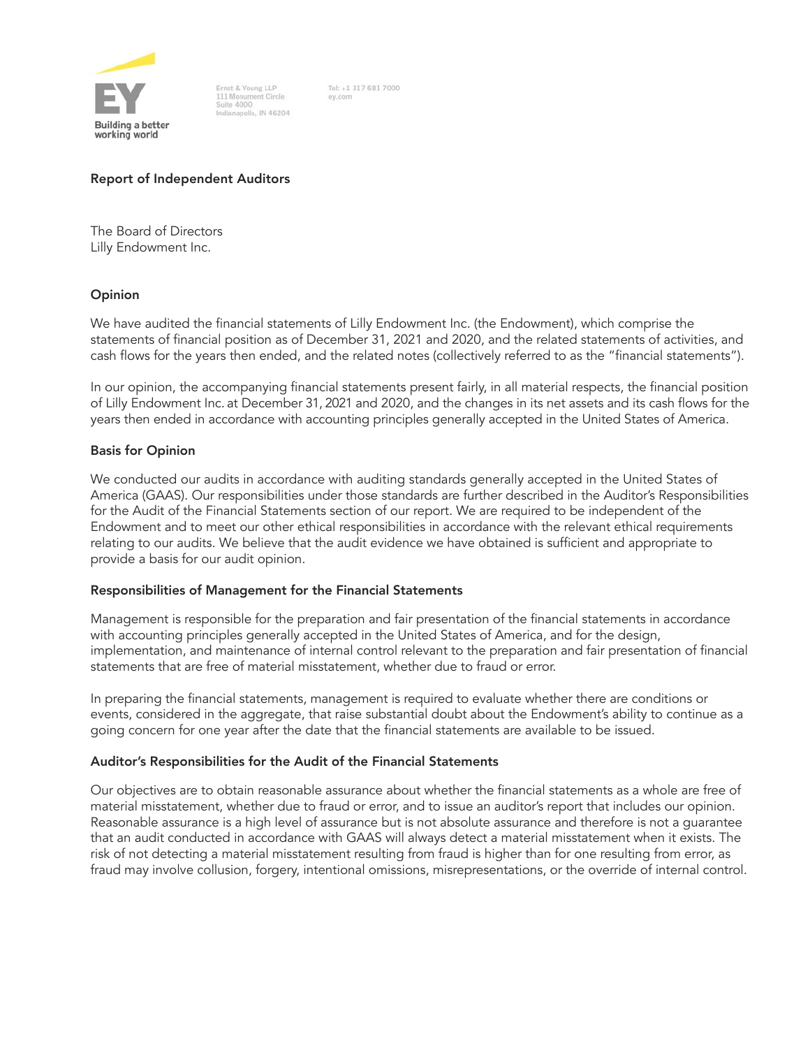Ernst & Young LLP
111 Monument Circle
Suite 4000
Indianapolis, IN 46204

Tel: +1 317 681 7000
ey.com

## Report of Independent Auditors

The Board of Directors
Lilly Endowment Inc.

### Opinion

We have audited the financial statements of Lilly Endowment Inc. (the Endowment), which comprise the statements of financial position as of December 31, 2021 and 2020, and the related statements of activities, and cash flows for the years then ended, and the related notes (collectively referred to as the "financial statements").

In our opinion, the accompanying financial statements present fairly, in all material respects, the financial position of Lilly Endowment Inc. at December 31, 2021 and 2020, and the changes in its net assets and its cash flows for the years then ended in accordance with accounting principles generally accepted in the United States of America.

### Basis for Opinion

We conducted our audits in accordance with auditing standards generally accepted in the United States of America (GAAS). Our responsibilities under those standards are further described in the Auditor's Responsibilities for the Audit of the Financial Statements section of our report. We are required to be independent of the Endowment and to meet our other ethical responsibilities in accordance with the relevant ethical requirements relating to our audits. We believe that the audit evidence we have obtained is sufficient and appropriate to provide a basis for our audit opinion.

### Responsibilities of Management for the Financial Statements

Management is responsible for the preparation and fair presentation of the financial statements in accordance with accounting principles generally accepted in the United States of America, and for the design, implementation, and maintenance of internal control relevant to the preparation and fair presentation of financial statements that are free of material misstatement, whether due to fraud or error.

In preparing the financial statements, management is required to evaluate whether there are conditions or events, considered in the aggregate, that raise substantial doubt about the Endowment's ability to continue as a going concern for one year after the date that the financial statements are available to be issued.

### Auditor's Responsibilities for the Audit of the Financial Statements

Our objectives are to obtain reasonable assurance about whether the financial statements as a whole are free of material misstatement, whether due to fraud or error, and to issue an auditor's report that includes our opinion. Reasonable assurance is a high level of assurance but is not absolute assurance and therefore is not a guarantee that an audit conducted in accordance with GAAS will always detect a material misstatement when it exists. The risk of not detecting a material misstatement resulting from fraud is higher than for one resulting from error, as fraud may involve collusion, forgery, intentional omissions, misrepresentations, or the override of internal control.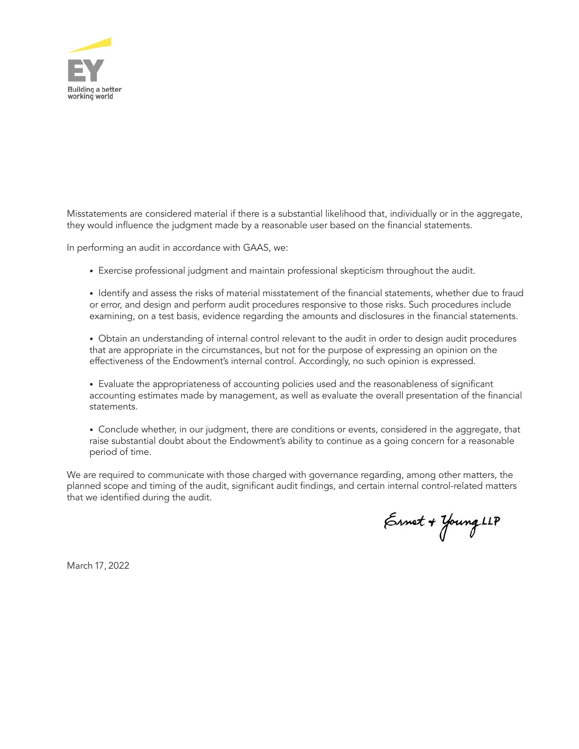Misstatements are considered material if there is a substantial likelihood that, individually or in the aggregate, they would influence the judgment made by a reasonable user based on the financial statements.

In performing an audit in accordance with GAAS, we:

- Exercise professional judgment and maintain professional skepticism throughout the audit.
- Identify and assess the risks of material misstatement of the financial statements, whether due to fraud or error, and design and perform audit procedures responsive to those risks. Such procedures include examining, on a test basis, evidence regarding the amounts and disclosures in the financial statements.
- Obtain an understanding of internal control relevant to the audit in order to design audit procedures that are appropriate in the circumstances, but not for the purpose of expressing an opinion on the effectiveness of the Endowment's internal control. Accordingly, no such opinion is expressed.
- Evaluate the appropriateness of accounting policies used and the reasonableness of significant accounting estimates made by management, as well as evaluate the overall presentation of the financial statements.
- Conclude whether, in our judgment, there are conditions or events, considered in the aggregate, that raise substantial doubt about the Endowment's ability to continue as a going concern for a reasonable period of time.

We are required to communicate with those charged with governance regarding, among other matters, the planned scope and timing of the audit, significant audit findings, and certain internal control-related matters that we identified during the audit.

Ernst & Young LLP

March 17, 2022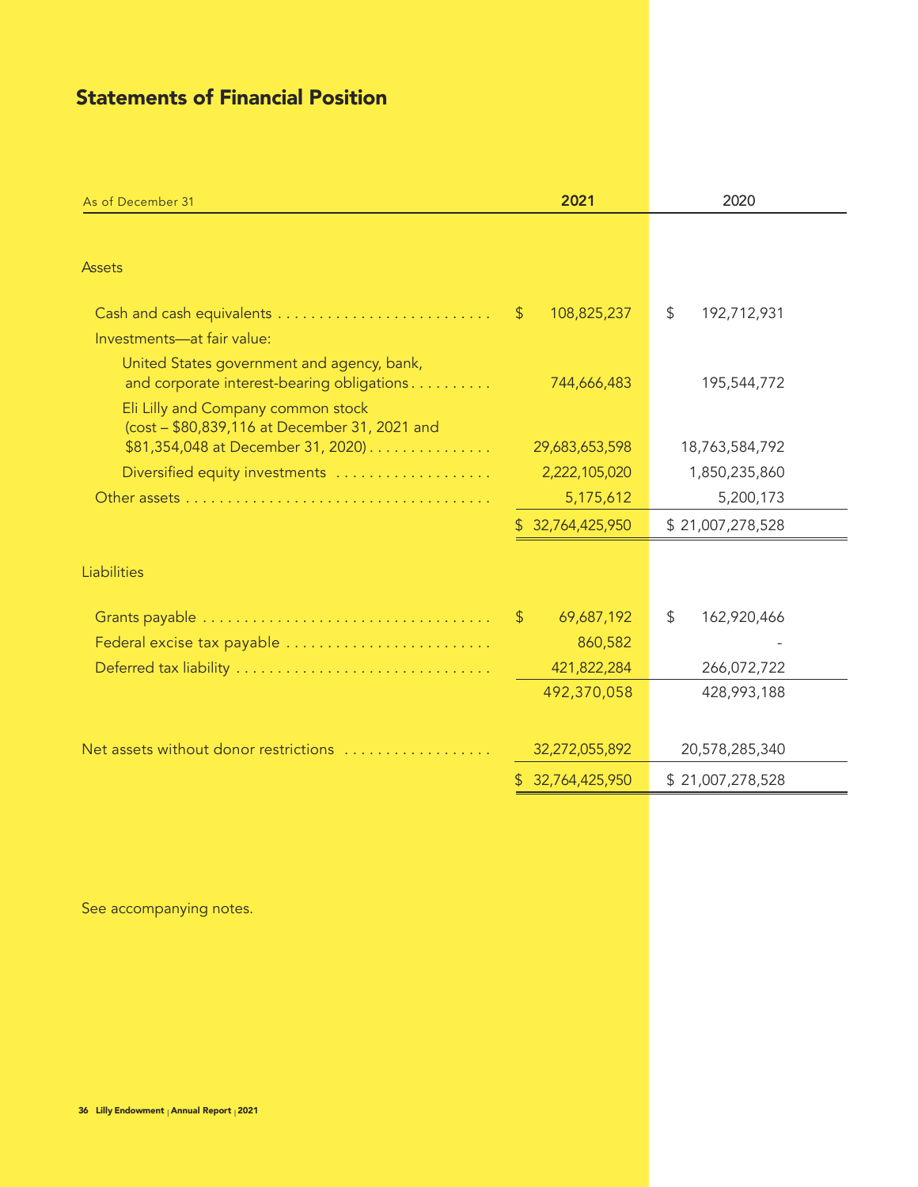## Statements of Financial Position

| As of December 31 | 2021 | 2020 |
|---|---|---|
| **Assets** | | |
| Cash and cash equivalents | $ 108,825,237 | $ 192,712,931 |
| Investments—at fair value: | | |
| United States government and agency, bank, and corporate interest-bearing obligations | 744,666,483 | 195,544,772 |
| Eli Lilly and Company common stock (cost – $80,839,116 at December 31, 2021 and $81,354,048 at December 31, 2020) | 29,683,653,598 | 18,763,584,792 |
| Diversified equity investments | 2,222,105,020 | 1,850,235,860 |
| Other assets | 5,175,612 | 5,200,173 |
| | $ 32,764,425,950 | $ 21,007,278,528 |
| **Liabilities** | | |
| Grants payable | $ 69,687,192 | $ 162,920,466 |
| Federal excise tax payable | 860,582 | - |
| Deferred tax liability | 421,822,284 | 266,072,722 |
| | 492,370,058 | 428,993,188 |
| Net assets without donor restrictions | 32,272,055,892 | 20,578,285,340 |
| | $ 32,764,425,950 | $ 21,007,278,528 |

See accompanying notes.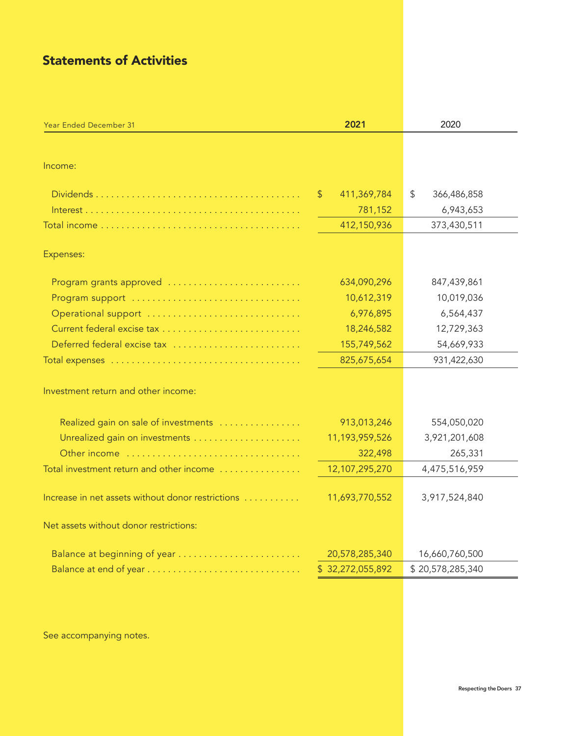## Statements of Activities

| Year Ended December 31 | 2021 | 2020 |
|---|---|---|
| Income: | | |
| Dividends | $ 411,369,784 | $ 366,486,858 |
| Interest | 781,152 | 6,943,653 |
| Total income | 412,150,936 | 373,430,511 |
| Expenses: | | |
| Program grants approved | 634,090,296 | 847,439,861 |
| Program support | 10,612,319 | 10,019,036 |
| Operational support | 6,976,895 | 6,564,437 |
| Current federal excise tax | 18,246,582 | 12,729,363 |
| Deferred federal excise tax | 155,749,562 | 54,669,933 |
| Total expenses | 825,675,654 | 931,422,630 |
| Investment return and other income: | | |
| Realized gain on sale of investments | 913,013,246 | 554,050,020 |
| Unrealized gain on investments | 11,193,959,526 | 3,921,201,608 |
| Other income | 322,498 | 265,331 |
| Total investment return and other income | 12,107,295,270 | 4,475,516,959 |
| Increase in net assets without donor restrictions | 11,693,770,552 | 3,917,524,840 |
| Net assets without donor restrictions: | | |
| Balance at beginning of year | 20,578,285,340 | 16,660,760,500 |
| Balance at end of year | $ 32,272,055,892 | $ 20,578,285,340 |

See accompanying notes.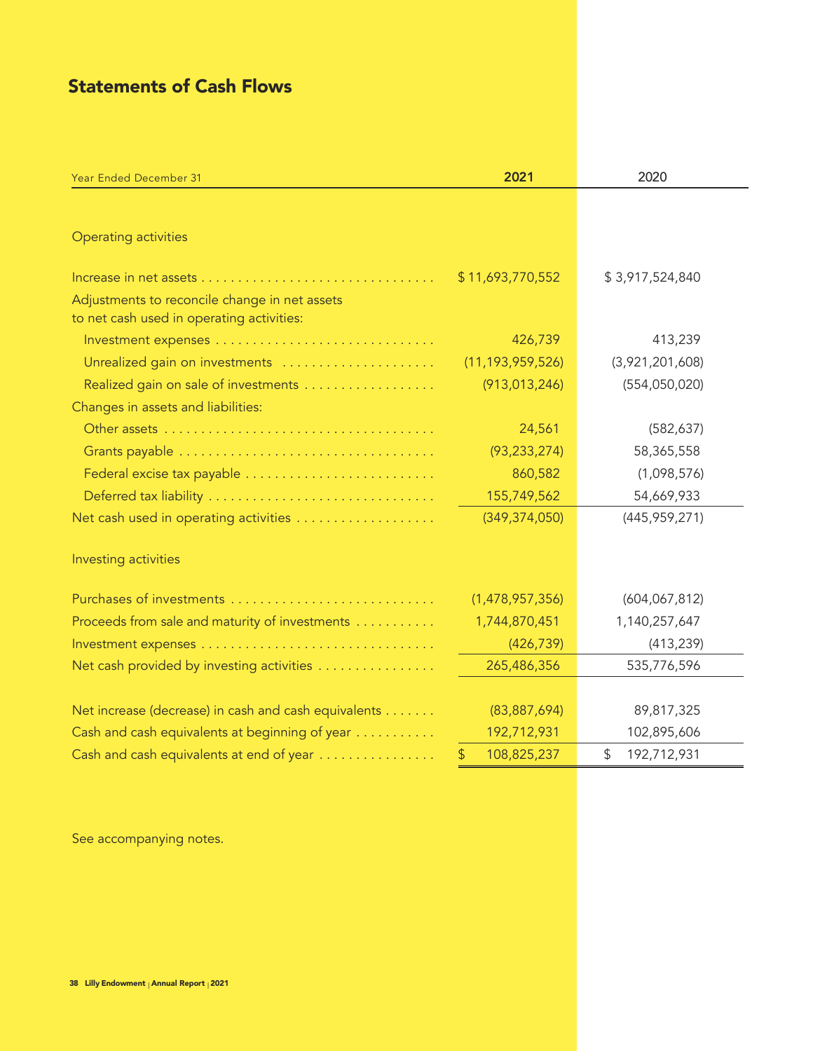## Statements of Cash Flows

| Year Ended December 31 | 2021 | 2020 |
|---|---|---|
| **Operating activities** | | |
| Increase in net assets | $ 11,693,770,552 | $ 3,917,524,840 |
| Adjustments to reconcile change in net assets to net cash used in operating activities: | | |
| Investment expenses | 426,739 | 413,239 |
| Unrealized gain on investments | (11,193,959,526) | (3,921,201,608) |
| Realized gain on sale of investments | (913,013,246) | (554,050,020) |
| Changes in assets and liabilities: | | |
| Other assets | 24,561 | (582,637) |
| Grants payable | (93,233,274) | 58,365,558 |
| Federal excise tax payable | 860,582 | (1,098,576) |
| Deferred tax liability | 155,749,562 | 54,669,933 |
| Net cash used in operating activities | (349,374,050) | (445,959,271) |
| **Investing activities** | | |
| Purchases of investments | (1,478,957,356) | (604,067,812) |
| Proceeds from sale and maturity of investments | 1,744,870,451 | 1,140,257,647 |
| Investment expenses | (426,739) | (413,239) |
| Net cash provided by investing activities | 265,486,356 | 535,776,596 |
| Net increase (decrease) in cash and cash equivalents | (83,887,694) | 89,817,325 |
| Cash and cash equivalents at beginning of year | 192,712,931 | 102,895,606 |
| Cash and cash equivalents at end of year | $ 108,825,237 | $ 192,712,931 |

See accompanying notes.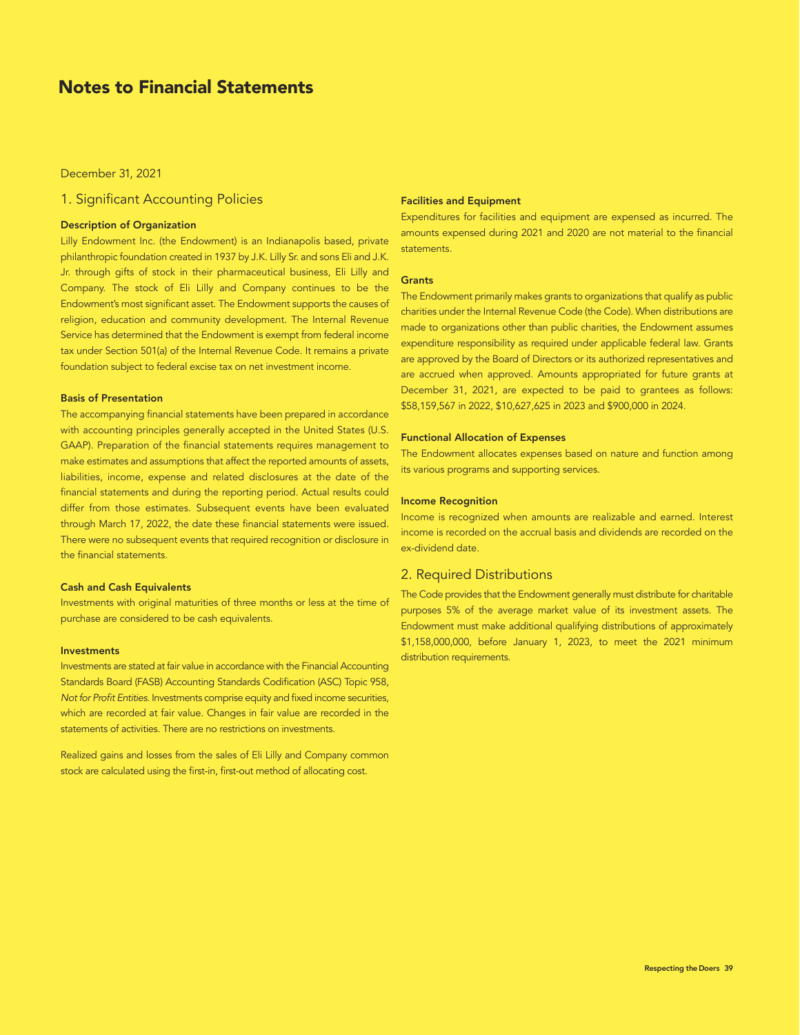# Notes to Financial Statements

December 31, 2021

## 1. Significant Accounting Policies

### Description of Organization

Lilly Endowment Inc. (the Endowment) is an Indianapolis based, private philanthropic foundation created in 1937 by J.K. Lilly Sr. and sons Eli and J.K. Jr. through gifts of stock in their pharmaceutical business, Eli Lilly and Company. The stock of Eli Lilly and Company continues to be the Endowment's most significant asset. The Endowment supports the causes of religion, education and community development. The Internal Revenue Service has determined that the Endowment is exempt from federal income tax under Section 501(a) of the Internal Revenue Code. It remains a private foundation subject to federal excise tax on net investment income.

### Basis of Presentation

The accompanying financial statements have been prepared in accordance with accounting principles generally accepted in the United States (U.S. GAAP). Preparation of the financial statements requires management to make estimates and assumptions that affect the reported amounts of assets, liabilities, income, expense and related disclosures at the date of the financial statements and during the reporting period. Actual results could differ from those estimates. Subsequent events have been evaluated through March 17, 2022, the date these financial statements were issued. There were no subsequent events that required recognition or disclosure in the financial statements.

### Cash and Cash Equivalents

Investments with original maturities of three months or less at the time of purchase are considered to be cash equivalents.

### Investments

Investments are stated at fair value in accordance with the Financial Accounting Standards Board (FASB) Accounting Standards Codification (ASC) Topic 958, *Not for Profit Entities*. Investments comprise equity and fixed income securities, which are recorded at fair value. Changes in fair value are recorded in the statements of activities. There are no restrictions on investments.

Realized gains and losses from the sales of Eli Lilly and Company common stock are calculated using the first-in, first-out method of allocating cost.

### Facilities and Equipment

Expenditures for facilities and equipment are expensed as incurred. The amounts expensed during 2021 and 2020 are not material to the financial statements.

### Grants

The Endowment primarily makes grants to organizations that qualify as public charities under the Internal Revenue Code (the Code). When distributions are made to organizations other than public charities, the Endowment assumes expenditure responsibility as required under applicable federal law. Grants are approved by the Board of Directors or its authorized representatives and are accrued when approved. Amounts appropriated for future grants at December 31, 2021, are expected to be paid to grantees as follows: $58,159,567 in 2022, $10,627,625 in 2023 and $900,000 in 2024.

### Functional Allocation of Expenses

The Endowment allocates expenses based on nature and function among its various programs and supporting services.

### Income Recognition

Income is recognized when amounts are realizable and earned. Interest income is recorded on the accrual basis and dividends are recorded on the ex-dividend date.

## 2. Required Distributions

The Code provides that the Endowment generally must distribute for charitable purposes 5% of the average market value of its investment assets. The Endowment must make additional qualifying distributions of approximately $1,158,000,000, before January 1, 2023, to meet the 2021 minimum distribution requirements.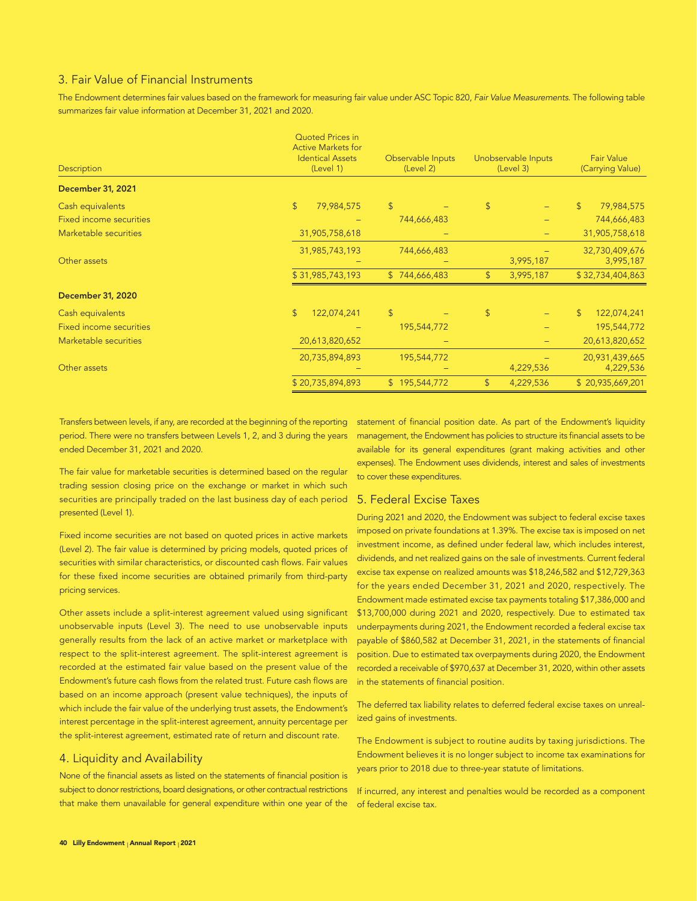## 3. Fair Value of Financial Instruments

The Endowment determines fair values based on the framework for measuring fair value under ASC Topic 820, *Fair Value Measurements*. The following table summarizes fair value information at December 31, 2021 and 2020.

| Description | Quoted Prices in Active Markets for Identical Assets (Level 1) | Observable Inputs (Level 2) | Unobservable Inputs (Level 3) | Fair Value (Carrying Value) |
|---|---|---|---|---|
| **December 31, 2021** | | | | |
| Cash equivalents | $ 79,984,575 | $ – | $ – | $ 79,984,575 |
| Fixed income securities | – | 744,666,483 | – | 744,666,483 |
| Marketable securities | 31,905,758,618 | – | – | 31,905,758,618 |
| | 31,985,743,193 | 744,666,483 | – | 32,730,409,676 |
| Other assets | – | – | 3,995,187 | 3,995,187 |
| | $ 31,985,743,193 | $ 744,666,483 | $ 3,995,187 | $ 32,734,404,863 |
| **December 31, 2020** | | | | |
| Cash equivalents | $ 122,074,241 | $ – | $ – | $ 122,074,241 |
| Fixed income securities | – | 195,544,772 | – | 195,544,772 |
| Marketable securities | 20,613,820,652 | – | – | 20,613,820,652 |
| | 20,735,894,893 | 195,544,772 | – | 20,931,439,665 |
| Other assets | – | – | 4,229,536 | 4,229,536 |
| | $ 20,735,894,893 | $ 195,544,772 | $ 4,229,536 | $ 20,935,669,201 |

Transfers between levels, if any, are recorded at the beginning of the reporting period. There were no transfers between Levels 1, 2, and 3 during the years ended December 31, 2021 and 2020.

The fair value for marketable securities is determined based on the regular trading session closing price on the exchange or market in which such securities are principally traded on the last business day of each period presented (Level 1).

Fixed income securities are not based on quoted prices in active markets (Level 2). The fair value is determined by pricing models, quoted prices of securities with similar characteristics, or discounted cash flows. Fair values for these fixed income securities are obtained primarily from third-party pricing services.

Other assets include a split-interest agreement valued using significant unobservable inputs (Level 3). The need to use unobservable inputs generally results from the lack of an active market or marketplace with respect to the split-interest agreement. The split-interest agreement is recorded at the estimated fair value based on the present value of the Endowment's future cash flows from the related trust. Future cash flows are based on an income approach (present value techniques), the inputs of which include the fair value of the underlying trust assets, the Endowment's interest percentage in the split-interest agreement, annuity percentage per the split-interest agreement, estimated rate of return and discount rate.

## 4. Liquidity and Availability

None of the financial assets as listed on the statements of financial position is subject to donor restrictions, board designations, or other contractual restrictions that make them unavailable for general expenditure within one year of the statement of financial position date. As part of the Endowment's liquidity management, the Endowment has policies to structure its financial assets to be available for its general expenditures (grant making activities and other expenses). The Endowment uses dividends, interest and sales of investments to cover these expenditures.

## 5. Federal Excise Taxes

During 2021 and 2020, the Endowment was subject to federal excise taxes imposed on private foundations at 1.39%. The excise tax is imposed on net investment income, as defined under federal law, which includes interest, dividends, and net realized gains on the sale of investments. Current federal excise tax expense on realized amounts was $18,246,582 and $12,729,363 for the years ended December 31, 2021 and 2020, respectively. The Endowment made estimated excise tax payments totaling $17,386,000 and $13,700,000 during 2021 and 2020, respectively. Due to estimated tax underpayments during 2021, the Endowment recorded a federal excise tax payable of $860,582 at December 31, 2021, in the statements of financial position. Due to estimated tax overpayments during 2020, the Endowment recorded a receivable of $970,637 at December 31, 2020, within other assets in the statements of financial position.

The deferred tax liability relates to deferred federal excise taxes on unrealized gains of investments.

The Endowment is subject to routine audits by taxing jurisdictions. The Endowment believes it is no longer subject to income tax examinations for years prior to 2018 due to three-year statute of limitations.

If incurred, any interest and penalties would be recorded as a component of federal excise tax.